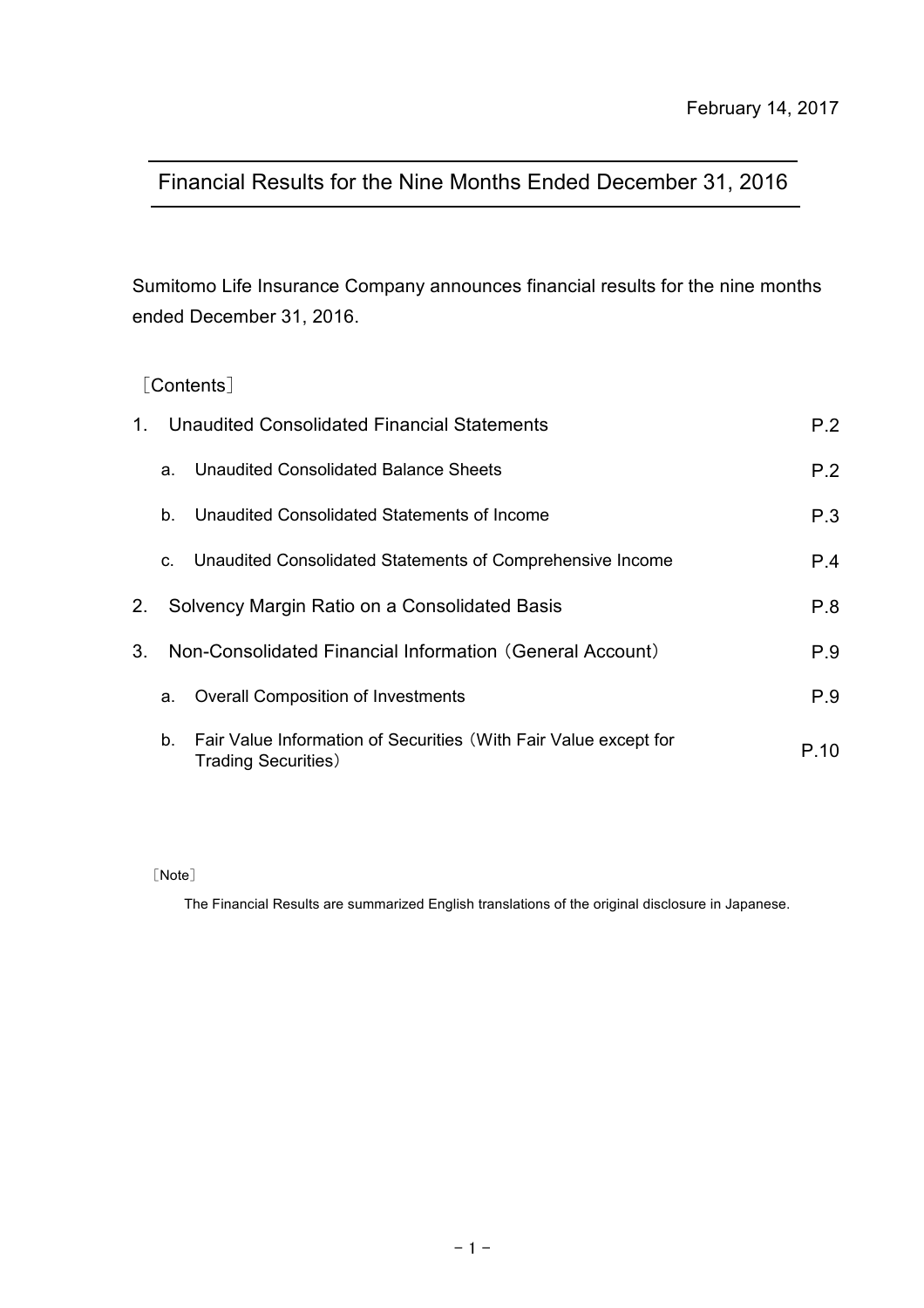February 14, 2017

# Financial Results for the Nine Months Ended December 31, 2016

Sumitomo Life Insurance Company announces financial results for the nine months ended December 31, 2016.

［Contents］

| | | |
|---|---|---|
| 1. | Unaudited Consolidated Financial Statements | P.2 |
| | a. Unaudited Consolidated Balance Sheets | P.2 |
| | b. Unaudited Consolidated Statements of Income | P.3 |
| | c. Unaudited Consolidated Statements of Comprehensive Income | P.4 |
| 2. | Solvency Margin Ratio on a Consolidated Basis | P.8 |
| 3. | Non-Consolidated Financial Information（General Account） | P.9 |
| | a. Overall Composition of Investments | P.9 |
| | b. Fair Value Information of Securities（With Fair Value except for Trading Securities） | P.10 |

［Note］

The Financial Results are summarized English translations of the original disclosure in Japanese.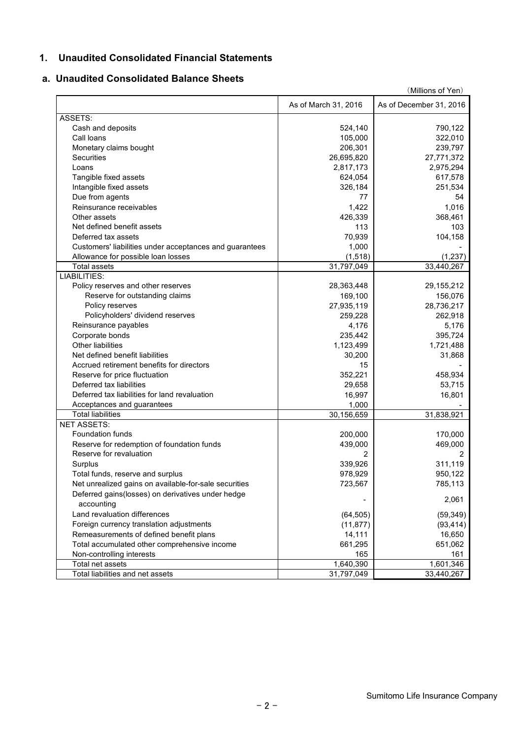## 1. Unaudited Consolidated Financial Statements

### a. Unaudited Consolidated Balance Sheets

(Millions of Yen)

| | As of March 31, 2016 | As of December 31, 2016 |
|---|---|---|
| ASSETS: | | |
| Cash and deposits | 524,140 | 790,122 |
| Call loans | 105,000 | 322,010 |
| Monetary claims bought | 206,301 | 239,797 |
| Securities | 26,695,820 | 27,771,372 |
| Loans | 2,817,173 | 2,975,294 |
| Tangible fixed assets | 624,054 | 617,578 |
| Intangible fixed assets | 326,184 | 251,534 |
| Due from agents | 77 | 54 |
| Reinsurance receivables | 1,422 | 1,016 |
| Other assets | 426,339 | 368,461 |
| Net defined benefit assets | 113 | 103 |
| Deferred tax assets | 70,939 | 104,158 |
| Customers' liabilities under acceptances and guarantees | 1,000 | - |
| Allowance for possible loan losses | (1,518) | (1,237) |
| Total assets | 31,797,049 | 33,440,267 |
| LIABILITIES: | | |
| Policy reserves and other reserves | 28,363,448 | 29,155,212 |
| Reserve for outstanding claims | 169,100 | 156,076 |
| Policy reserves | 27,935,119 | 28,736,217 |
| Policyholders' dividend reserves | 259,228 | 262,918 |
| Reinsurance payables | 4,176 | 5,176 |
| Corporate bonds | 235,442 | 395,724 |
| Other liabilities | 1,123,499 | 1,721,488 |
| Net defined benefit liabilities | 30,200 | 31,868 |
| Accrued retirement benefits for directors | 15 | - |
| Reserve for price fluctuation | 352,221 | 458,934 |
| Deferred tax liabilities | 29,658 | 53,715 |
| Deferred tax liabilities for land revaluation | 16,997 | 16,801 |
| Acceptances and guarantees | 1,000 | - |
| Total liabilities | 30,156,659 | 31,838,921 |
| NET ASSETS: | | |
| Foundation funds | 200,000 | 170,000 |
| Reserve for redemption of foundation funds | 439,000 | 469,000 |
| Reserve for revaluation | 2 | 2 |
| Surplus | 339,926 | 311,119 |
| Total funds, reserve and surplus | 978,929 | 950,122 |
| Net unrealized gains on available-for-sale securities | 723,567 | 785,113 |
| Deferred gains(losses) on derivatives under hedge accounting | - | 2,061 |
| Land revaluation differences | (64,505) | (59,349) |
| Foreign currency translation adjustments | (11,877) | (93,414) |
| Remeasurements of defined benefit plans | 14,111 | 16,650 |
| Total accumulated other comprehensive income | 661,295 | 651,062 |
| Non-controlling interests | 165 | 161 |
| Total net assets | 1,640,390 | 1,601,346 |
| Total liabilities and net assets | 31,797,049 | 33,440,267 |

Sumitomo Life Insurance Company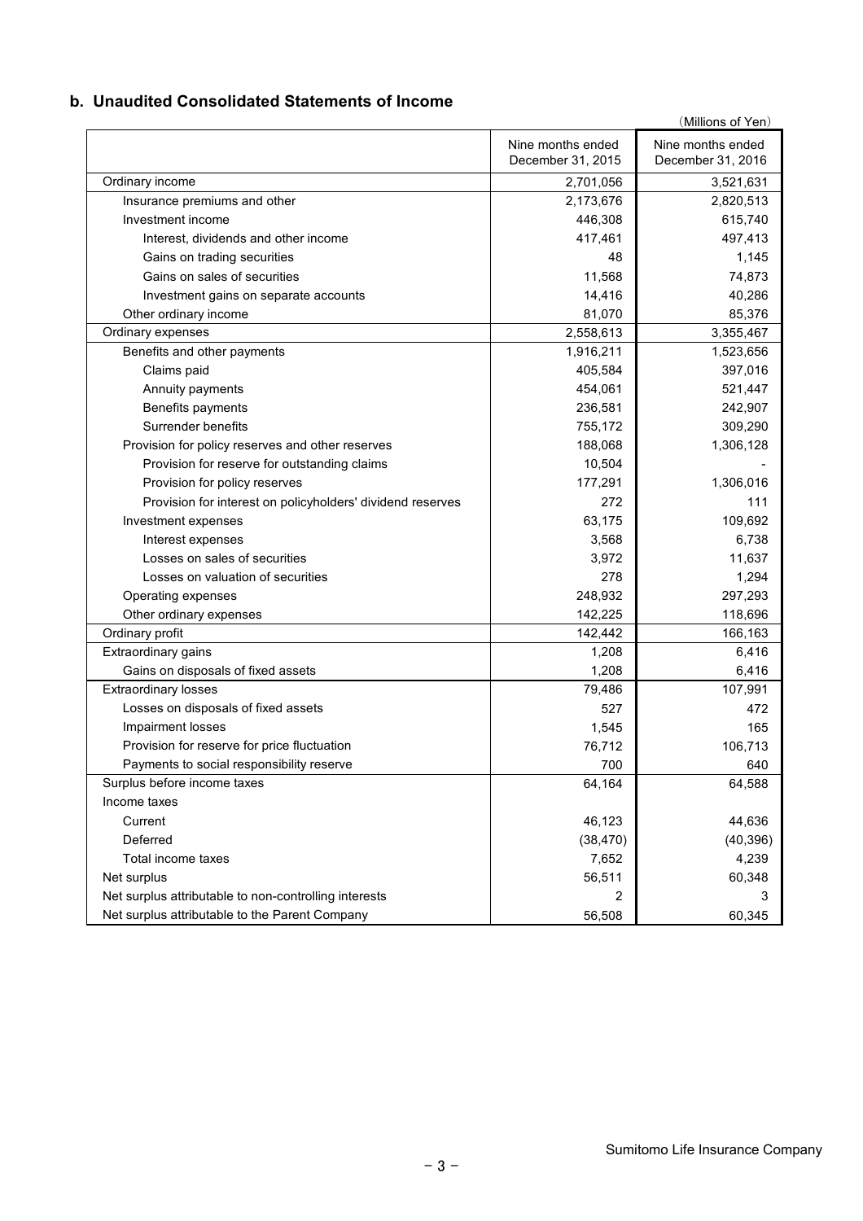### b. Unaudited Consolidated Statements of Income

(Millions of Yen)

| | Nine months ended December 31, 2015 | Nine months ended December 31, 2016 |
|---|---|---|
| Ordinary income | 2,701,056 | 3,521,631 |
| Insurance premiums and other | 2,173,676 | 2,820,513 |
| Investment income | 446,308 | 615,740 |
| Interest, dividends and other income | 417,461 | 497,413 |
| Gains on trading securities | 48 | 1,145 |
| Gains on sales of securities | 11,568 | 74,873 |
| Investment gains on separate accounts | 14,416 | 40,286 |
| Other ordinary income | 81,070 | 85,376 |
| Ordinary expenses | 2,558,613 | 3,355,467 |
| Benefits and other payments | 1,916,211 | 1,523,656 |
| Claims paid | 405,584 | 397,016 |
| Annuity payments | 454,061 | 521,447 |
| Benefits payments | 236,581 | 242,907 |
| Surrender benefits | 755,172 | 309,290 |
| Provision for policy reserves and other reserves | 188,068 | 1,306,128 |
| Provision for reserve for outstanding claims | 10,504 | - |
| Provision for policy reserves | 177,291 | 1,306,016 |
| Provision for interest on policyholders' dividend reserves | 272 | 111 |
| Investment expenses | 63,175 | 109,692 |
| Interest expenses | 3,568 | 6,738 |
| Losses on sales of securities | 3,972 | 11,637 |
| Losses on valuation of securities | 278 | 1,294 |
| Operating expenses | 248,932 | 297,293 |
| Other ordinary expenses | 142,225 | 118,696 |
| Ordinary profit | 142,442 | 166,163 |
| Extraordinary gains | 1,208 | 6,416 |
| Gains on disposals of fixed assets | 1,208 | 6,416 |
| Extraordinary losses | 79,486 | 107,991 |
| Losses on disposals of fixed assets | 527 | 472 |
| Impairment losses | 1,545 | 165 |
| Provision for reserve for price fluctuation | 76,712 | 106,713 |
| Payments to social responsibility reserve | 700 | 640 |
| Surplus before income taxes | 64,164 | 64,588 |
| Income taxes | | |
| Current | 46,123 | 44,636 |
| Deferred | (38,470) | (40,396) |
| Total income taxes | 7,652 | 4,239 |
| Net surplus | 56,511 | 60,348 |
| Net surplus attributable to non-controlling interests | 2 | 3 |
| Net surplus attributable to the Parent Company | 56,508 | 60,345 |

Sumitomo Life Insurance Company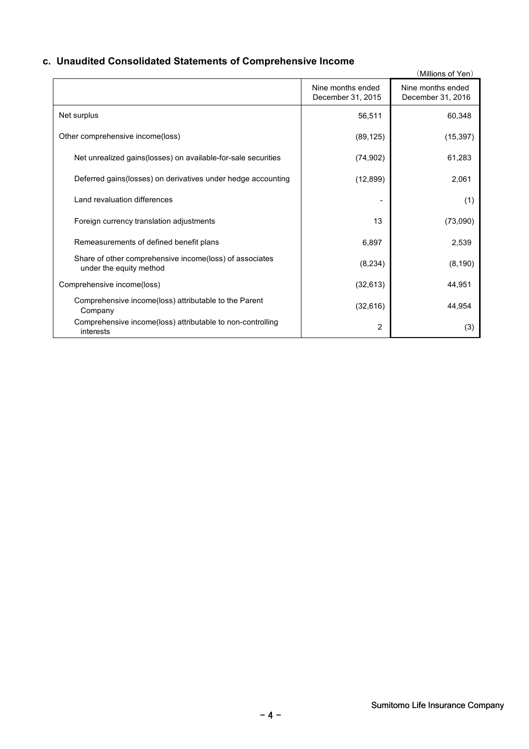### c. Unaudited Consolidated Statements of Comprehensive Income

(Millions of Yen)

| | Nine months ended December 31, 2015 | Nine months ended December 31, 2016 |
|---|---|---|
| Net surplus | 56,511 | 60,348 |
| Other comprehensive income(loss) | (89,125) | (15,397) |
| Net unrealized gains(losses) on available-for-sale securities | (74,902) | 61,283 |
| Deferred gains(losses) on derivatives under hedge accounting | (12,899) | 2,061 |
| Land revaluation differences | - | (1) |
| Foreign currency translation adjustments | 13 | (73,090) |
| Remeasurements of defined benefit plans | 6,897 | 2,539 |
| Share of other comprehensive income(loss) of associates under the equity method | (8,234) | (8,190) |
| Comprehensive income(loss) | (32,613) | 44,951 |
| Comprehensive income(loss) attributable to the Parent Company | (32,616) | 44,954 |
| Comprehensive income(loss) attributable to non-controlling interests | 2 | (3) |

Sumitomo Life Insurance Company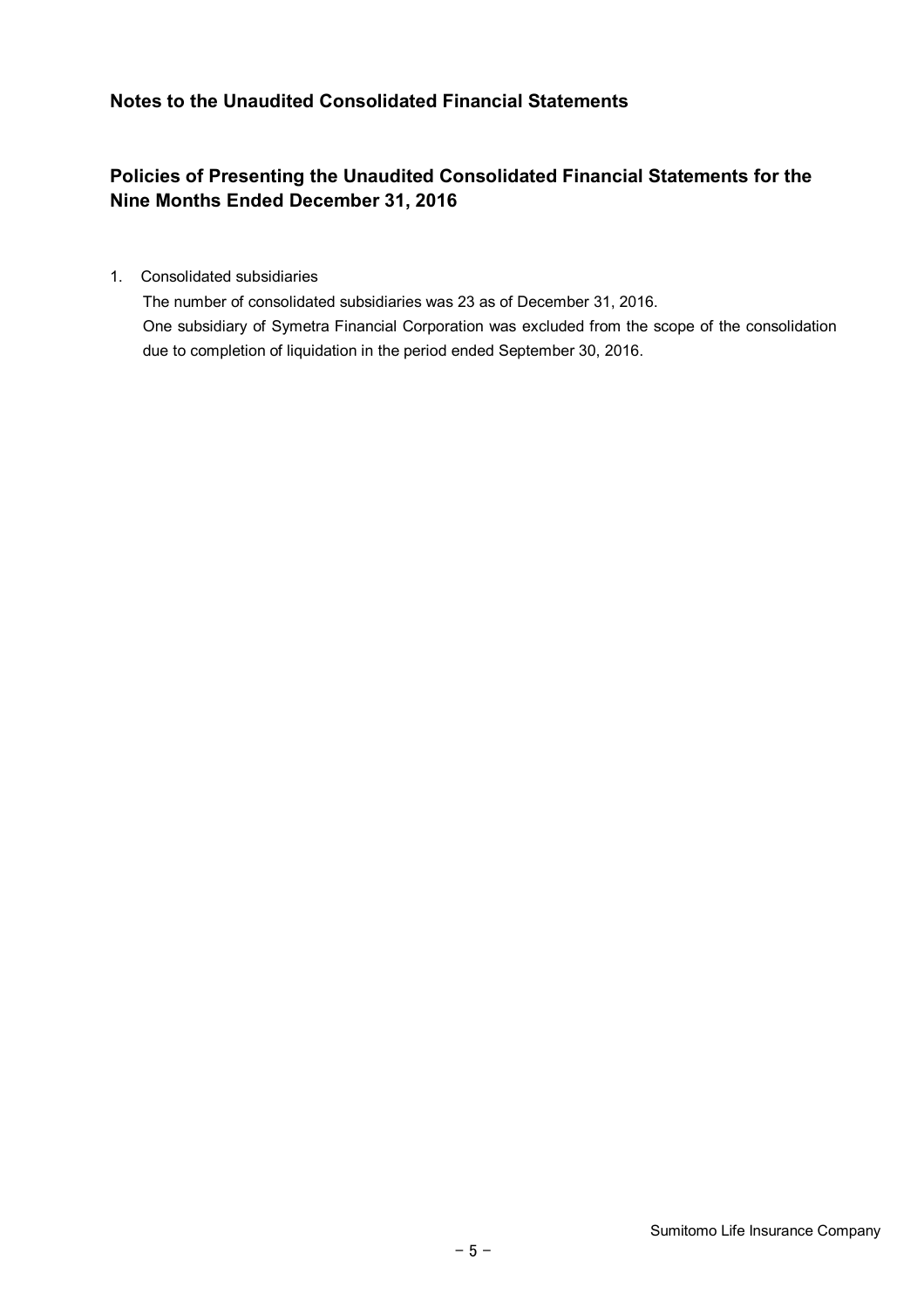## Notes to the Unaudited Consolidated Financial Statements

## Policies of Presenting the Unaudited Consolidated Financial Statements for the Nine Months Ended December 31, 2016

1. Consolidated subsidiaries

   The number of consolidated subsidiaries was 23 as of December 31, 2016.

   One subsidiary of Symetra Financial Corporation was excluded from the scope of the consolidation due to completion of liquidation in the period ended September 30, 2016.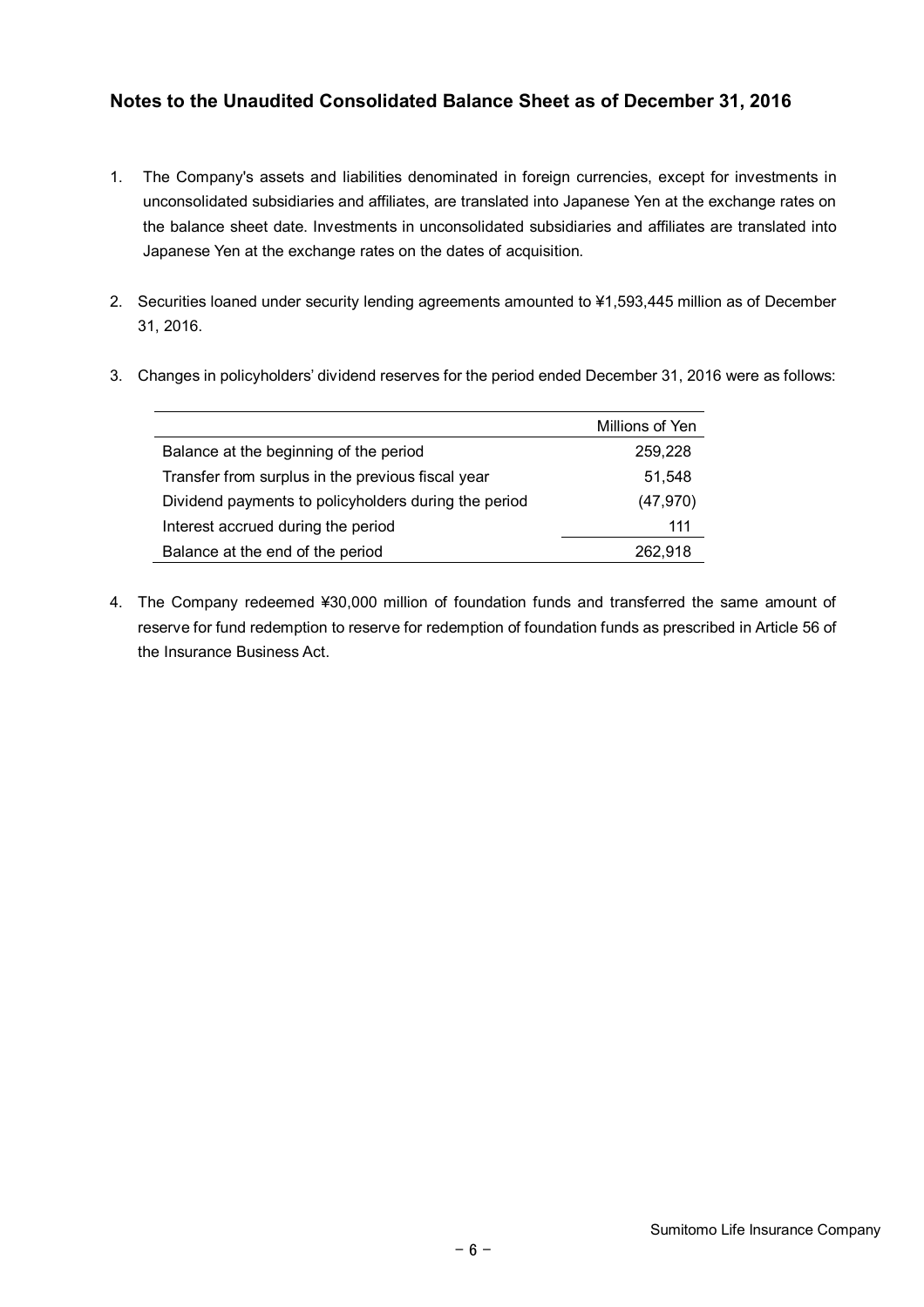## Notes to the Unaudited Consolidated Balance Sheet as of December 31, 2016

1. The Company's assets and liabilities denominated in foreign currencies, except for investments in unconsolidated subsidiaries and affiliates, are translated into Japanese Yen at the exchange rates on the balance sheet date. Investments in unconsolidated subsidiaries and affiliates are translated into Japanese Yen at the exchange rates on the dates of acquisition.

2. Securities loaned under security lending agreements amounted to ¥1,593,445 million as of December 31, 2016.

3. Changes in policyholders' dividend reserves for the period ended December 31, 2016 were as follows:

| | Millions of Yen |
|---|---|
| Balance at the beginning of the period | 259,228 |
| Transfer from surplus in the previous fiscal year | 51,548 |
| Dividend payments to policyholders during the period | (47,970) |
| Interest accrued during the period | 111 |
| Balance at the end of the period | 262,918 |

4. The Company redeemed ¥30,000 million of foundation funds and transferred the same amount of reserve for fund redemption to reserve for redemption of foundation funds as prescribed in Article 56 of the Insurance Business Act.

Sumitomo Life Insurance Company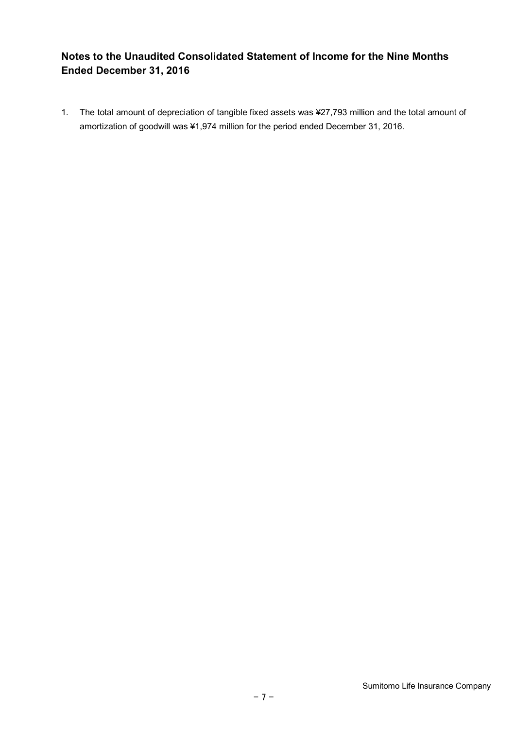## Notes to the Unaudited Consolidated Statement of Income for the Nine Months Ended December 31, 2016

1. The total amount of depreciation of tangible fixed assets was ¥27,793 million and the total amount of amortization of goodwill was ¥1,974 million for the period ended December 31, 2016.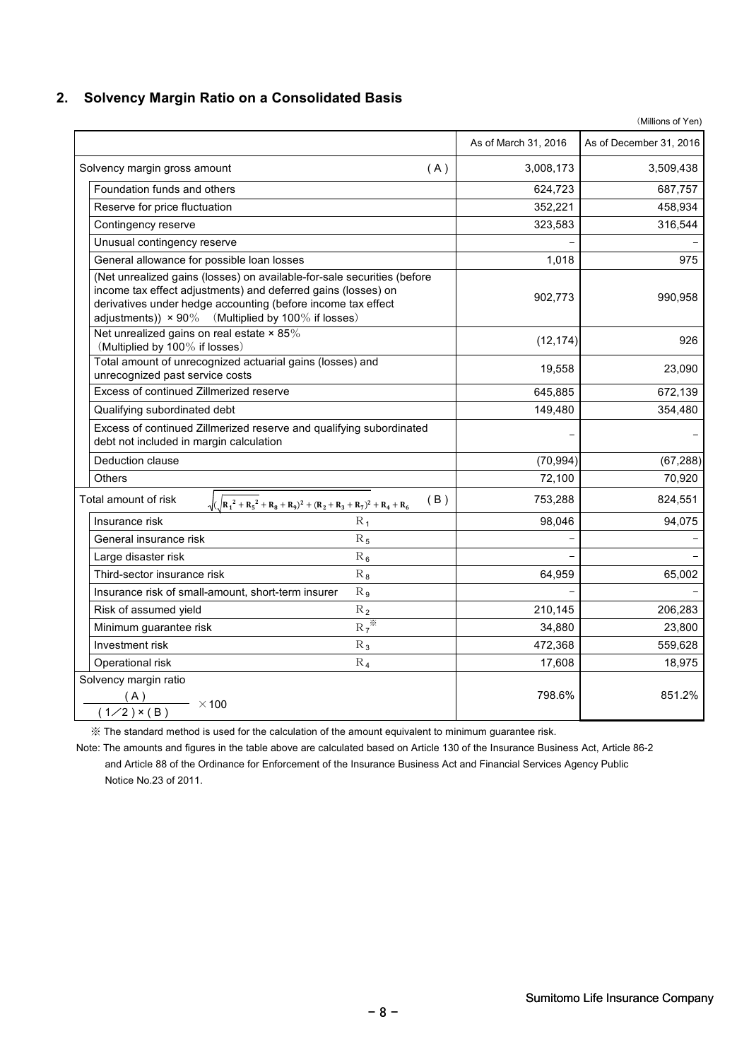## 2. Solvency Margin Ratio on a Consolidated Basis

（Millions of Yen）

| | | As of March 31, 2016 | As of December 31, 2016 |
|---|---|---|---|
| Solvency margin gross amount | (A) | 3,008,173 | 3,509,438 |
| Foundation funds and others | | 624,723 | 687,757 |
| Reserve for price fluctuation | | 352,221 | 458,934 |
| Contingency reserve | | 323,583 | 316,544 |
| Unusual contingency reserve | | – | – |
| General allowance for possible loan losses | | 1,018 | 975 |
| (Net unrealized gains (losses) on available-for-sale securities (before income tax effect adjustments) and deferred gains (losses) on derivatives under hedge accounting (before income tax effect adjustments)) × 90% (Multiplied by 100% if losses) | | 902,773 | 990,958 |
| Net unrealized gains on real estate × 85% (Multiplied by 100% if losses) | | (12,174) | 926 |
| Total amount of unrecognized actuarial gains (losses) and unrecognized past service costs | | 19,558 | 23,090 |
| Excess of continued Zillmerized reserve | | 645,885 | 672,139 |
| Qualifying subordinated debt | | 149,480 | 354,480 |
| Excess of continued Zillmerized reserve and qualifying subordinated debt not included in margin calculation | | – | – |
| Deduction clause | | (70,994) | (67,288) |
| Others | | 72,100 | 70,920 |
| Total amount of risk $\sqrt{(\sqrt{R_1^2 + R_5^2} + R_8 + R_9)^2 + (R_2 + R_3 + R_7)^2} + R_4 + R_6$ | (B) | 753,288 | 824,551 |
| Insurance risk | $R_1$ | 98,046 | 94,075 |
| General insurance risk | $R_5$ | – | – |
| Large disaster risk | $R_6$ | – | – |
| Third-sector insurance risk | $R_8$ | 64,959 | 65,002 |
| Insurance risk of small-amount, short-term insurer | $R_9$ | – | – |
| Risk of assumed yield | $R_2$ | 210,145 | 206,283 |
| Minimum guarantee risk | $R_7$※ | 34,880 | 23,800 |
| Investment risk | $R_3$ | 472,368 | 559,628 |
| Operational risk | $R_4$ | 17,608 | 18,975 |
| Solvency margin ratio $\frac{(A)}{(1/2) \times (B)} \times 100$ | | 798.6% | 851.2% |

※ The standard method is used for the calculation of the amount equivalent to minimum guarantee risk.

Note: The amounts and figures in the table above are calculated based on Article 130 of the Insurance Business Act, Article 86-2 and Article 88 of the Ordinance for Enforcement of the Insurance Business Act and Financial Services Agency Public Notice No.23 of 2011.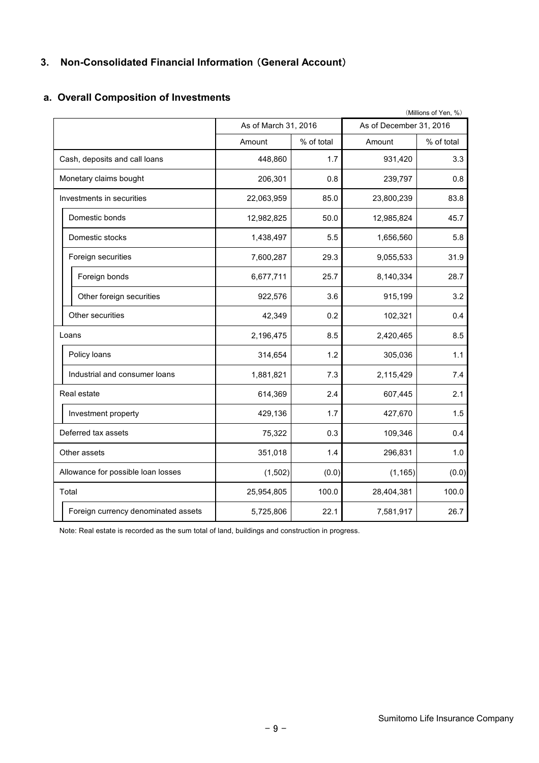## 3. Non-Consolidated Financial Information（General Account）

### a. Overall Composition of Investments

（Millions of Yen, %）

| | As of March 31, 2016 | | As of December 31, 2016 | |
|---|---|---|---|---|
| | Amount | % of total | Amount | % of total |
| Cash, deposits and call loans | 448,860 | 1.7 | 931,420 | 3.3 |
| Monetary claims bought | 206,301 | 0.8 | 239,797 | 0.8 |
| Investments in securities | 22,063,959 | 85.0 | 23,800,239 | 83.8 |
| Domestic bonds | 12,982,825 | 50.0 | 12,985,824 | 45.7 |
| Domestic stocks | 1,438,497 | 5.5 | 1,656,560 | 5.8 |
| Foreign securities | 7,600,287 | 29.3 | 9,055,533 | 31.9 |
| Foreign bonds | 6,677,711 | 25.7 | 8,140,334 | 28.7 |
| Other foreign securities | 922,576 | 3.6 | 915,199 | 3.2 |
| Other securities | 42,349 | 0.2 | 102,321 | 0.4 |
| Loans | 2,196,475 | 8.5 | 2,420,465 | 8.5 |
| Policy loans | 314,654 | 1.2 | 305,036 | 1.1 |
| Industrial and consumer loans | 1,881,821 | 7.3 | 2,115,429 | 7.4 |
| Real estate | 614,369 | 2.4 | 607,445 | 2.1 |
| Investment property | 429,136 | 1.7 | 427,670 | 1.5 |
| Deferred tax assets | 75,322 | 0.3 | 109,346 | 0.4 |
| Other assets | 351,018 | 1.4 | 296,831 | 1.0 |
| Allowance for possible loan losses | (1,502) | (0.0) | (1,165) | (0.0) |
| Total | 25,954,805 | 100.0 | 28,404,381 | 100.0 |
| Foreign currency denominated assets | 5,725,806 | 22.1 | 7,581,917 | 26.7 |

Note: Real estate is recorded as the sum total of land, buildings and construction in progress.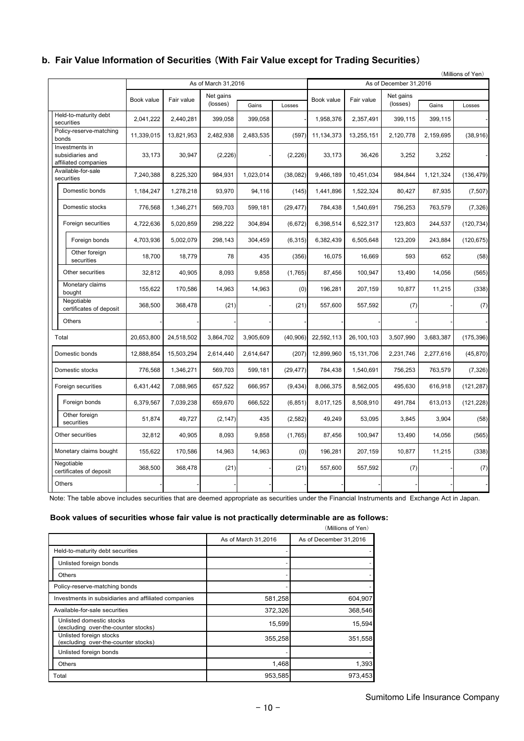## b. Fair Value Information of Securities（With Fair Value except for Trading Securities）

（Millions of Yen）

| | As of March 31,2016 | | | | | As of December 31,2016 | | | | |
|---|---|---|---|---|---|---|---|---|---|---|
| | Book value | Fair value | Net gains (losses) | Gains | Losses | Book value | Fair value | Net gains (losses) | Gains | Losses |
| Held-to-maturity debt securities | 2,041,222 | 2,440,281 | 399,058 | 399,058 | - | 1,958,376 | 2,357,491 | 399,115 | 399,115 | - |
| Policy-reserve-matching bonds | 11,339,015 | 13,821,953 | 2,482,938 | 2,483,535 | (597) | 11,134,373 | 13,255,151 | 2,120,778 | 2,159,695 | (38,916) |
| Investments in subsidiaries and affiliated companies | 33,173 | 30,947 | (2,226) | - | (2,226) | 33,173 | 36,426 | 3,252 | 3,252 | - |
| Available-for-sale securities | 7,240,388 | 8,225,320 | 984,931 | 1,023,014 | (38,082) | 9,466,189 | 10,451,034 | 984,844 | 1,121,324 | (136,479) |
| Domestic bonds | 1,184,247 | 1,278,218 | 93,970 | 94,116 | (145) | 1,441,896 | 1,522,324 | 80,427 | 87,935 | (7,507) |
| Domestic stocks | 776,568 | 1,346,271 | 569,703 | 599,181 | (29,477) | 784,438 | 1,540,691 | 756,253 | 763,579 | (7,326) |
| Foreign securities | 4,722,636 | 5,020,859 | 298,222 | 304,894 | (6,672) | 6,398,514 | 6,522,317 | 123,803 | 244,537 | (120,734) |
| Foreign bonds | 4,703,936 | 5,002,079 | 298,143 | 304,459 | (6,315) | 6,382,439 | 6,505,648 | 123,209 | 243,884 | (120,675) |
| Other foreign securities | 18,700 | 18,779 | 78 | 435 | (356) | 16,075 | 16,669 | 593 | 652 | (58) |
| Other securities | 32,812 | 40,905 | 8,093 | 9,858 | (1,765) | 87,456 | 100,947 | 13,490 | 14,056 | (565) |
| Monetary claims bought | 155,622 | 170,586 | 14,963 | 14,963 | (0) | 196,281 | 207,159 | 10,877 | 11,215 | (338) |
| Negotiable certificates of deposit | 368,500 | 368,478 | (21) | - | (21) | 557,600 | 557,592 | (7) | - | (7) |
| Others | - | - | - | - | - | - | - | - | - | - |
| Total | 20,653,800 | 24,518,502 | 3,864,702 | 3,905,609 | (40,906) | 22,592,113 | 26,100,103 | 3,507,990 | 3,683,387 | (175,396) |
| Domestic bonds | 12,888,854 | 15,503,294 | 2,614,440 | 2,614,647 | (207) | 12,899,960 | 15,131,706 | 2,231,746 | 2,277,616 | (45,870) |
| Domestic stocks | 776,568 | 1,346,271 | 569,703 | 599,181 | (29,477) | 784,438 | 1,540,691 | 756,253 | 763,579 | (7,326) |
| Foreign securities | 6,431,442 | 7,088,965 | 657,522 | 666,957 | (9,434) | 8,066,375 | 8,562,005 | 495,630 | 616,918 | (121,287) |
| Foreign bonds | 6,379,567 | 7,039,238 | 659,670 | 666,522 | (6,851) | 8,017,125 | 8,508,910 | 491,784 | 613,013 | (121,228) |
| Other foreign securities | 51,874 | 49,727 | (2,147) | 435 | (2,582) | 49,249 | 53,095 | 3,845 | 3,904 | (58) |
| Other securities | 32,812 | 40,905 | 8,093 | 9,858 | (1,765) | 87,456 | 100,947 | 13,490 | 14,056 | (565) |
| Monetary claims bought | 155,622 | 170,586 | 14,963 | 14,963 | (0) | 196,281 | 207,159 | 10,877 | 11,215 | (338) |
| Negotiable certificates of deposit | 368,500 | 368,478 | (21) | - | (21) | 557,600 | 557,592 | (7) | - | (7) |
| Others | - | - | - | - | - | - | - | - | - | - |

Note: The table above includes securities that are deemed appropriate as securities under the Financial Instruments and Exchange Act in Japan.

**Book values of securities whose fair value is not practically determinable are as follows:**

（Millions of Yen）

| | As of March 31,2016 | As of December 31,2016 |
|---|---|---|
| Held-to-maturity debt securities | - | - |
| Unlisted foreign bonds | - | - |
| Others | - | - |
| Policy-reserve-matching bonds | - | - |
| Investments in subsidiaries and affiliated companies | 581,258 | 604,907 |
| Available-for-sale securities | 372,326 | 368,546 |
| Unlisted domestic stocks (excluding over-the-counter stocks) | 15,599 | 15,594 |
| Unlisted foreign stocks (excluding over-the-counter stocks) | 355,258 | 351,558 |
| Unlisted foreign bonds | - | - |
| Others | 1,468 | 1,393 |
| Total | 953,585 | 973,453 |

Sumitomo Life Insurance Company